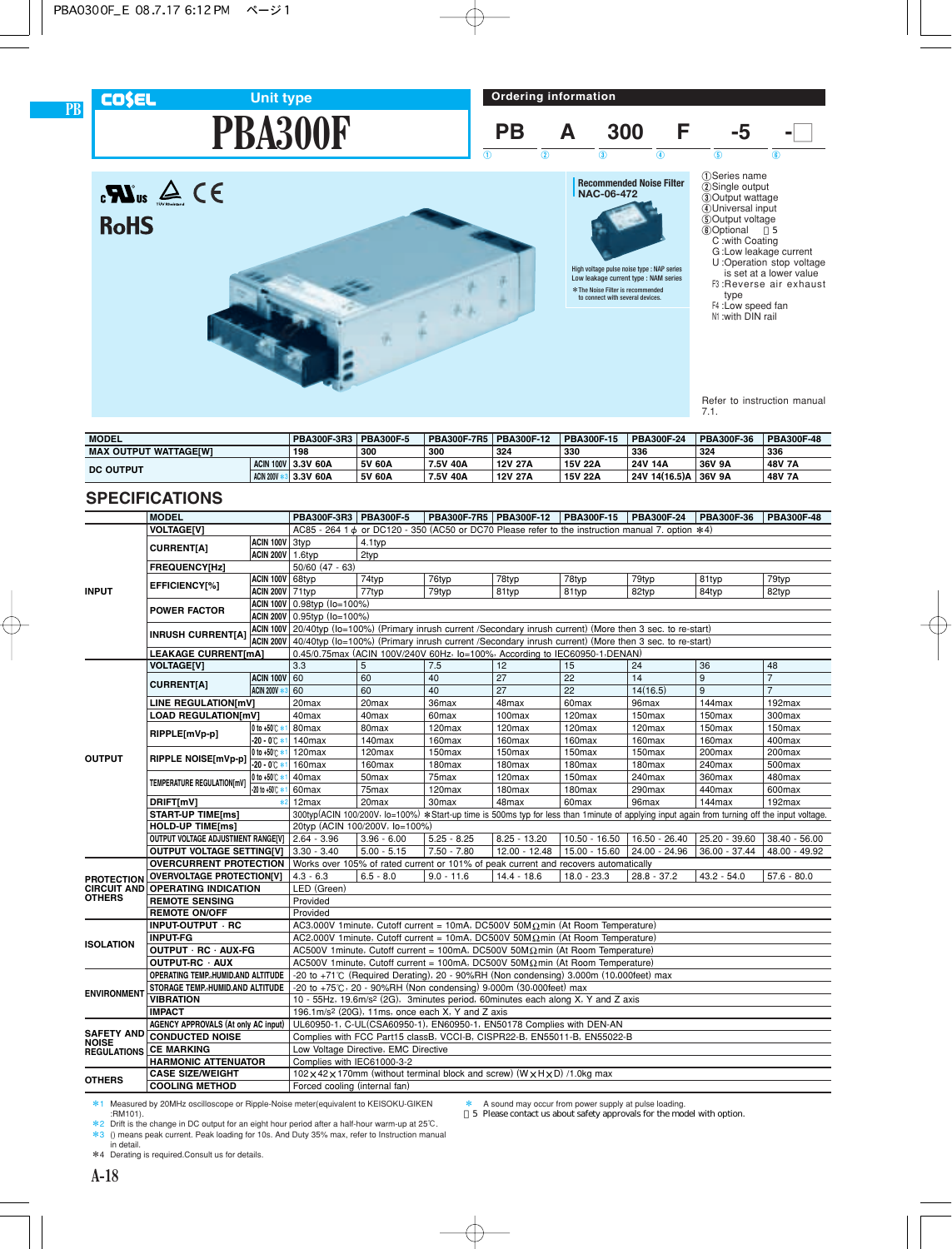# COSEL Unit type

# PBA300F

RoHS

**Recommended Noise Filter**
**NAC-06-472**

High voltage pulse noise type : NAP series
Low leakage current type : NAM series
*The Noise Filter is recommended to connect with several devices.

## Ordering information

**PB A 300 F -5 -□**
① ② ③ ④ ⑤ ⑥

①Series name
②Single output
③Output wattage
④Universal input
⑤Output voltage
⑥Optional ※5
- C :with Coating
- G :Low leakage current
- U :Operation stop voltage is set at a lower value
- F3 :Reverse air exhaust type
- F4 :Low speed fan
- N1 :with DIN rail

Refer to instruction manual 7.1.

| MODEL | | PBA300F-3R3 | PBA300F-5 | PBA300F-7R5 | PBA300F-12 | PBA300F-15 | PBA300F-24 | PBA300F-36 | PBA300F-48 |
|---|---|---|---|---|---|---|---|---|---|
| MAX OUTPUT WATTAGE[W] | | 198 | 300 | 300 | 324 | 330 | 336 | 324 | 336 |
| DC OUTPUT | ACIN 100V | 3.3V 60A | 5V 60A | 7.5V 40A | 12V 27A | 15V 22A | 24V 14A | 36V 9A | 48V 7A |
| | ACIN 200V *3 | 3.3V 60A | 5V 60A | 7.5V 40A | 12V 27A | 15V 22A | 24V 14(16.5)A | 36V 9A | 48V 7A |

## SPECIFICATIONS

| | MODEL | | PBA300F-3R3 | PBA300F-5 | PBA300F-7R5 | PBA300F-12 | PBA300F-15 | PBA300F-24 | PBA300F-36 | PBA300F-48 |
|---|---|---|---|---|---|---|---|---|---|---|
| INPUT | VOLTAGE[V] | | AC85 - 264 1φ or DC120 - 350 (AC50 or DC70 Please refer to the instruction manual 7. option *4) | | | | | | | |
| | CURRENT[A] | ACIN 100V | 3typ | 4.1typ | | | | | | |
| | | ACIN 200V | 1.6typ | 2typ | | | | | | |
| | FREQUENCY[Hz] | | 50/60 (47 - 63) | | | | | | | |
| | EFFICIENCY[%] | ACIN 100V | 68typ | 74typ | 76typ | 78typ | 78typ | 79typ | 81typ | 79typ |
| | | ACIN 200V | 71typ | 77typ | 79typ | 81typ | 81typ | 82typ | 84typ | 82typ |
| | POWER FACTOR | ACIN 100V | 0.98typ (Io=100%) | | | | | | | |
| | | ACIN 200V | 0.95typ (Io=100%) | | | | | | | |
| | INRUSH CURRENT[A] | ACIN 100V | 20/40typ (Io=100%) (Primary inrush current /Secondary inrush current) (More then 3 sec. to re-start) | | | | | | | |
| | | ACIN 200V | 40/40typ (Io=100%) (Primary inrush current /Secondary inrush current) (More then 3 sec. to re-start) | | | | | | | |
| | LEAKAGE CURRENT[mA] | | 0.45/0.75max (ACIN 100V/240V 60Hz, Io=100%, According to IEC60950-1,DENAN) | | | | | | | |
| OUTPUT | VOLTAGE[V] | | 3.3 | 5 | 7.5 | 12 | 15 | 24 | 36 | 48 |
| | CURRENT[A] | ACIN 100V | 60 | 60 | 40 | 27 | 22 | 14 | 9 | 7 |
| | | ACIN 200V *3 | 60 | 60 | 40 | 27 | 22 | 14(16.5) | 9 | 7 |
| | LINE REGULATION[mV] | | 20max | 20max | 36max | 48max | 60max | 96max | 144max | 192max |
| | LOAD REGULATION[mV] | | 40max | 40max | 60max | 100max | 120max | 150max | 150max | 300max |
| | RIPPLE[mVp-p] | 0 to +50℃ *1 | 80max | 80max | 120max | 120max | 120max | 120max | 150max | 150max |
| | | -20 - 0℃ *1 | 140max | 140max | 160max | 160max | 160max | 160max | 160max | 400max |
| | RIPPLE NOISE[mVp-p] | 0 to +50℃ *1 | 120max | 120max | 150max | 150max | 150max | 150max | 200max | 200max |
| | | -20 - 0℃ *1 | 160max | 160max | 180max | 180max | 180max | 180max | 240max | 500max |
| | TEMPERATURE REGULATION[mV] | 0 to +50℃ *1 | 40max | 50max | 75max | 120max | 150max | 240max | 360max | 480max |
| | | -20 to +50℃ *1 | 60max | 75max | 120max | 180max | 180max | 290max | 440max | 600max |
| | DRIFT[mV] | *2 | 12max | 20max | 30max | 48max | 60max | 96max | 144max | 192max |
| | START-UP TIME[ms] | | 300typ(ACIN 100/200V, Io=100%) *Start-up time is 500ms typ for less than 1minute of applying input again from turning off the input voltage. | | | | | | | |
| | HOLD-UP TIME[ms] | | 20typ (ACIN 100/200V, Io=100%) | | | | | | | |
| | OUTPUT VOLTAGE ADJUSTMENT RANGE[V] | | 2.64 - 3.96 | 3.96 - 6.00 | 5.25 - 8.25 | 8.25 - 13.20 | 10.50 - 16.50 | 16.50 - 26.40 | 25.20 - 39.60 | 38.40 - 56.00 |
| | OUTPUT VOLTAGE SETTING[V] | | 3.30 - 3.40 | 5.00 - 5.15 | 7.50 - 7.80 | 12.00 - 12.48 | 15.00 - 15.60 | 24.00 - 24.96 | 36.00 - 37.44 | 48.00 - 49.92 |
| PROTECTION CIRCUIT AND OTHERS | OVERCURRENT PROTECTION | | Works over 105% of rated current or 101% of peak current and recovers automatically | | | | | | | |
| | OVERVOLTAGE PROTECTION[V] | | 4.3 - 6.3 | 6.5 - 8.0 | 9.0 - 11.6 | 14.4 - 18.6 | 18.0 - 23.3 | 28.8 - 37.2 | 43.2 - 54.0 | 57.6 - 80.0 |
| | OPERATING INDICATION | | LED (Green) | | | | | | | |
| | REMOTE SENSING | | Provided | | | | | | | |
| | REMOTE ON/OFF | | Provided | | | | | | | |
| ISOLATION | INPUT-OUTPUT · RC | | AC3,000V 1minute, Cutoff current = 10mA, DC500V 50MΩmin (At Room Temperature) | | | | | | | |
| | INPUT-FG | | AC2,000V 1minute, Cutoff current = 10mA, DC500V 50MΩmin (At Room Temperature) | | | | | | | |
| | OUTPUT · RC · AUX-FG | | AC500V 1minute, Cutoff current = 100mA, DC500V 50MΩmin (At Room Temperature) | | | | | | | |
| | OUTPUT-RC · AUX | | AC500V 1minute, Cutoff current = 100mA, DC500V 50MΩmin (At Room Temperature) | | | | | | | |
| ENVIRONMENT | OPERATING TEMP.,HUMID.AND ALTITUDE | | -20 to +71℃ (Required Derating), 20 - 90%RH (Non condensing) 3,000m (10,000feet) max | | | | | | | |
| | STORAGE TEMP.,HUMID.AND ALTITUDE | | -20 to +75℃, 20 - 90%RH (Non condensing) 9,000m (30,000feet) max | | | | | | | |
| | VIBRATION | | 10 - 55Hz, 19.6m/s² (2G), 3minutes period, 60minutes each along X, Y and Z axis | | | | | | | |
| | IMPACT | | 196.1m/s² (20G), 11ms, once each X, Y and Z axis | | | | | | | |
| SAFETY AND NOISE REGULATIONS | AGENCY APPROVALS (At only AC input) | | UL60950-1, C-UL(CSA60950-1), EN60950-1, EN50178 Complies with DEN-AN | | | | | | | |
| | CONDUCTED NOISE | | Complies with FCC Part15 classB, VCCI-B, CISPR22-B, EN55011-B, EN55022-B | | | | | | | |
| | CE MARKING | | Low Voltage Directive, EMC Directive | | | | | | | |
| | HARMONIC ATTENUATOR | | Complies with IEC61000-3-2 | | | | | | | |
| OTHERS | CASE SIZE/WEIGHT | | 102×42×170mm (without terminal block and screw) (W×H×D) /1.0kg max | | | | | | | |
| | COOLING METHOD | | Forced cooling (internal fan) | | | | | | | |

*1 Measured by 20MHz oscilloscope or Ripple-Noise meter(equivalent to KEISOKU-GIKEN :RM101).
*2 Drift is the change in DC output for an eight hour peak after a half-hour warm-up at 25℃.
*3 () means peak current. Peak loading for 10s. And Duty 35% max, refer to Instruction manual in detail.
*4 Derating is required.Consult us for details.
* A sound may occur from power supply at pulse loading.
※5 Please contact us about safety approvals for the model with option.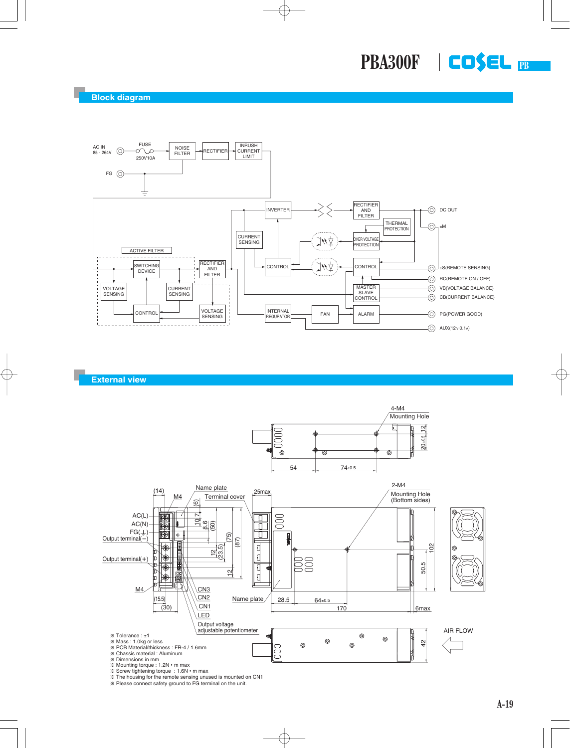# PBA300F

## Block diagram

AC IN 85 - 264V — FUSE 250V10A — NOISE FILTER — RECTIFIER — INRUSH CURRENT LIMIT

FG

ACTIVE FILTER: SWITCHING DEVICE, VOLTAGE SENSING, CURRENT SENSING, CONTROL

RECTIFIER AND FILTER, VOLTAGE SENSING, CURRENT SENSING, INVERTER, CONTROL, RECTIFIER AND FILTER, THERMAL PROTECTION, OVER VOLTAGE PROTECTION, CONTROL, MASTER SLAVE CONTROL, INTERNAL REGURATOR, FAN, ALARM

- DC OUT
- ±M
- ±S(REMOTE SENSING)
- RC(REMOTE ON / OFF)
- VB(VOLTAGE BALANCE)
- CB(CURRENT BALANCE)
- PG(POWER GOOD)
- AUX(12V 0.1A)

## External view

4-M4 Mounting Hole

2-M4 Mounting Hole (Bottom sides)

Name plate, Terminal cover, AC(L), AC(N), FG(⊥), Output terminal(−), Output terminal(+), M4, CN3, CN2, CN1, LED, Output voltage adjustable potentiometer, AIR FLOW

- ※ Tolerance : ±1
- ※ Mass : 1.0kg or less
- ※ PCB Material/thickness : FR-4 / 1.6mm
- ※ Chassis material : Aluminum
- ※ Dimensions in mm
- ※ Mounting torque : 1.2N • m max
- ※ Screw tightening torque : 1.6N • m max
- ※ The housing for the remote sensing unused is mounted on CN1
- ※ Please connect safety ground to FG terminal on the unit.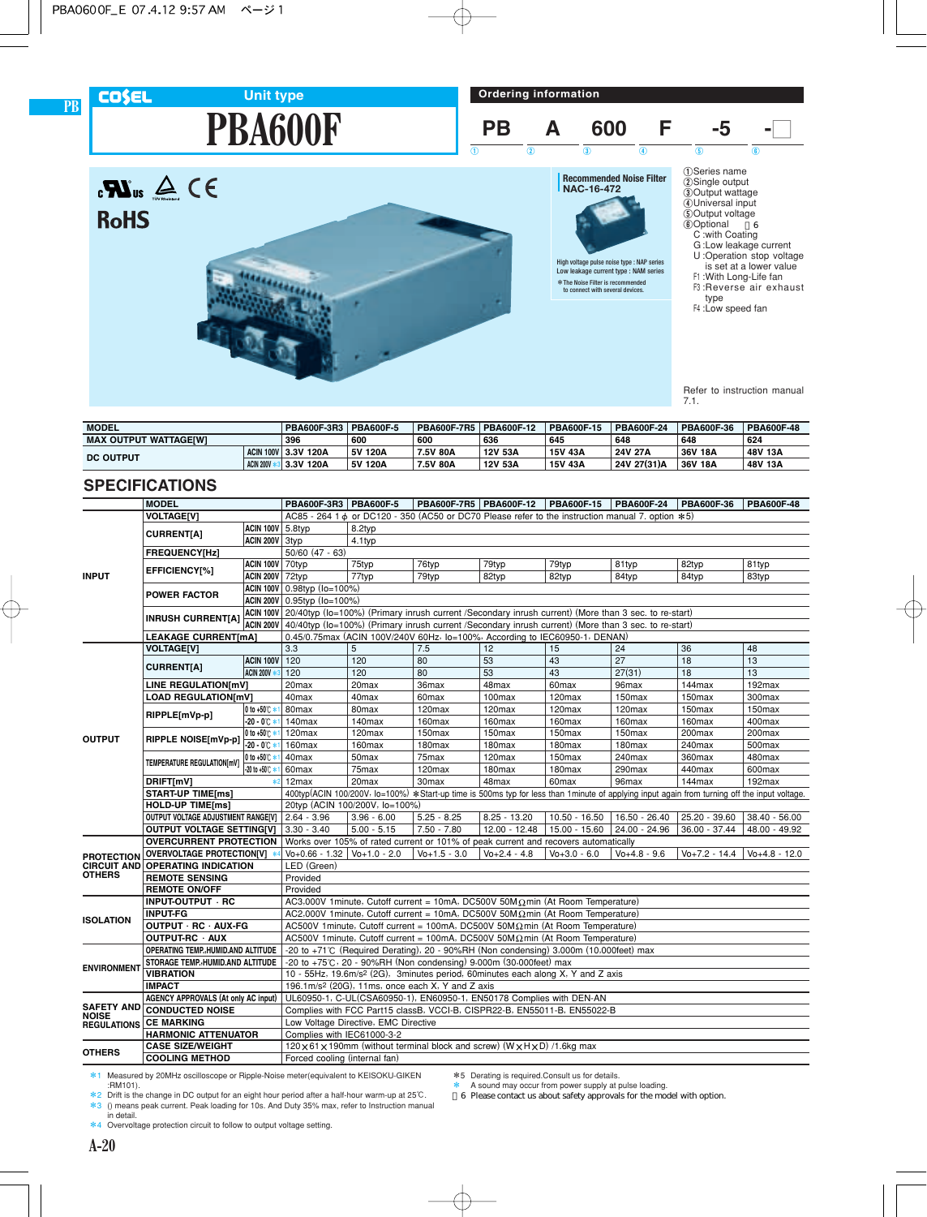PB

COSEL **Unit type**

# PBA600F

**Ordering information**

| PB | A | 600 | F | -5 | -☐ |
|---|---|---|---|---|---|
| ① | ② | ③ | ④ | ⑤ | ⑥ |

①Series name
②Single output
③Output wattage
④Universal input
⑤Output voltage
⑥Optional ※6
C :with Coating
G :Low leakage current
U :Operation stop voltage is set at a lower value
F1 :With Long-Life fan
F3 :Reverse air exhaust type
F4 :Low speed fan

Refer to instruction manual 7.1.

RoHS

**Recommended Noise Filter NAC-16-472**

High voltage pulse noise type : NAP series
Low leakage current type : NAM series
※The Noise Filter is recommended to connect with several devices.

| MODEL | | PBA600F-3R3 | PBA600F-5 | PBA600F-7R5 | PBA600F-12 | PBA600F-15 | PBA600F-24 | PBA600F-36 | PBA600F-48 |
|---|---|---|---|---|---|---|---|---|---|
| MAX OUTPUT WATTAGE[W] | | 396 | 600 | 600 | 636 | 645 | 648 | 648 | 624 |
| DC OUTPUT | ACIN 100V | 3.3V 120A | 5V 120A | 7.5V 80A | 12V 53A | 15V 43A | 24V 27A | 36V 18A | 48V 13A |
| | ACIN 200V ※3 | 3.3V 120A | 5V 120A | 7.5V 80A | 12V 53A | 15V 43A | 24V 27(31)A | 36V 18A | 48V 13A |

## SPECIFICATIONS

| | MODEL | | PBA600F-3R3 | PBA600F-5 | PBA600F-7R5 | PBA600F-12 | PBA600F-15 | PBA600F-24 | PBA600F-36 | PBA600F-48 |
|---|---|---|---|---|---|---|---|---|---|---|
| INPUT | VOLTAGE[V] | | AC85 - 264 1φ or DC120 - 350 (AC50 or DC70 Please refer to the instruction manual 7. option ※5) | | | | | | | |
| | CURRENT[A] | ACIN 100V | 5.8typ | 8.2typ | | | | | | |
| | | ACIN 200V | 3typ | 4.1typ | | | | | | |
| | FREQUENCY[Hz] | | 50/60 (47 - 63) | | | | | | | |
| | EFFICIENCY[%] | ACIN 100V | 70typ | 75typ | 76typ | 79typ | 79typ | 81typ | 82typ | 81typ |
| | | ACIN 200V | 72typ | 77typ | 79typ | 82typ | 82typ | 84typ | 84typ | 83typ |
| | POWER FACTOR | ACIN 100V | 0.98typ (Io=100%) | | | | | | | |
| | | ACIN 200V | 0.95typ (Io=100%) | | | | | | | |
| | INRUSH CURRENT[A] | ACIN 100V | 20/40typ (Io=100%) (Primary inrush current /Secondary inrush current) (More than 3 sec. to re-start) | | | | | | | |
| | | ACIN 200V | 40/40typ (Io=100%) (Primary inrush current /Secondary inrush current) (More than 3 sec. to re-start) | | | | | | | |
| | LEAKAGE CURRENT[mA] | | 0.45/0.75max (ACIN 100V/240V 60Hz, Io=100%, According to IEC60950-1, DENAN) | | | | | | | |
| OUTPUT | VOLTAGE[V] | | 3.3 | 5 | 7.5 | 12 | 15 | 24 | 36 | 48 |
| | CURRENT[A] | ACIN 100V | 120 | 120 | 80 | 53 | 43 | 27 | 18 | 13 |
| | | ACIN 200V ※3 | 120 | 120 | 80 | 53 | 43 | 27(31) | 18 | 13 |
| | LINE REGULATION[mV] | | 20max | 20max | 36max | 48max | 60max | 96max | 144max | 192max |
| | LOAD REGULATION[mV] | | 40max | 40max | 60max | 100max | 120max | 150max | 150max | 300max |
| | RIPPLE[mVp-p] | 0 to +50℃ ※1 | 80max | 80max | 120max | 120max | 120max | 120max | 150max | 150max |
| | | -20 - 0℃ ※1 | 140max | 140max | 160max | 160max | 160max | 160max | 160max | 400max |
| | RIPPLE NOISE[mVp-p] | 0 to +50℃ ※1 | 120max | 120max | 150max | 150max | 150max | 150max | 200max | 200max |
| | | -20 - 0℃ ※1 | 160max | 160max | 180max | 180max | 180max | 180max | 240max | 500max |
| | TEMPERATURE REGULATION[mV] | 0 to +50℃ ※1 | 40max | 50max | 75max | 120max | 150max | 240max | 360max | 480max |
| | | -20 to +50℃ ※1 | 60max | 75max | 120max | 180max | 180max | 290max | 440max | 600max |
| | DRIFT[mV] | ※2 | 12max | 20max | 30max | 48max | 60max | 96max | 144max | 192max |
| | START-UP TIME[ms] | | 400typ(ACIN 100/200V, Io=100%) ※Start-up time is 500ms typ for less than 1minute of applying input again from turning off the input voltage. | | | | | | | |
| | HOLD-UP TIME[ms] | | 20typ (ACIN 100/200V, Io=100%) | | | | | | | |
| | OUTPUT VOLTAGE ADJUSTMENT RANGE[V] | | 2.64 - 3.96 | 3.96 - 6.00 | 5.25 - 8.25 | 8.25 - 13.20 | 10.50 - 16.50 | 16.50 - 26.40 | 25.20 - 39.60 | 38.40 - 56.00 |
| | OUTPUT VOLTAGE SETTING[V] | | 3.30 - 3.40 | 5.00 - 5.15 | 7.50 - 7.80 | 12.00 - 12.48 | 15.00 - 15.60 | 24.00 - 24.96 | 36.00 - 37.44 | 48.00 - 49.92 |
| PROTECTION CIRCUIT AND OTHERS | OVERCURRENT PROTECTION | | Works over 105% of rated current or 101% of peak current and recovers automatically | | | | | | | |
| | OVERVOLTAGE PROTECTION[V] | ※4 | Vo+0.66 - 1.32 | Vo+1.0 - 2.0 | Vo+1.5 - 3.0 | Vo+2.4 - 4.8 | Vo+3.0 - 6.0 | Vo+4.8 - 9.6 | Vo+7.2 - 14.4 | Vo+4.8 - 12.0 |
| | OPERATING INDICATION | | LED (Green) | | | | | | | |
| | REMOTE SENSING | | Provided | | | | | | | |
| | REMOTE ON/OFF | | Provided | | | | | | | |
| ISOLATION | INPUT-OUTPUT · RC | | AC3,000V 1minute, Cutoff current = 10mA, DC500V 50MΩmin (At Room Temperature) | | | | | | | |
| | INPUT-FG | | AC2,000V 1minute, Cutoff current = 10mA, DC500V 50MΩmin (At Room Temperature) | | | | | | | |
| | OUTPUT · RC · AUX-FG | | AC500V 1minute, Cutoff current = 100mA, DC500V 50MΩmin (At Room Temperature) | | | | | | | |
| | OUTPUT-RC · AUX | | AC500V 1minute, Cutoff current = 100mA, DC500V 50MΩmin (At Room Temperature) | | | | | | | |
| ENVIRONMENT | OPERATING TEMP.,HUMID.AND ALTITUDE | | -20 to +71℃ (Required Derating), 20 - 90%RH (Non condensing) 3,000m (10,000feet) max | | | | | | | |
| | STORAGE TEMP.,HUMID.AND ALTITUDE | | -20 to +75℃, 20 - 90%RH (Non condensing) 9,000m (30,000feet) max | | | | | | | |
| | VIBRATION | | 10 - 55Hz, 19.6m/s² (2G), 3minutes period, 60minutes each along X, Y and Z axis | | | | | | | |
| | IMPACT | | 196.1m/s² (20G), 11ms, once each X, Y and Z axis | | | | | | | |
| SAFETY AND NOISE REGULATIONS | AGENCY APPROVALS (At only AC input) | | UL60950-1, C-UL(CSA60950-1), EN60950-1, EN50178 Complies with DEN-AN | | | | | | | |
| | CONDUCTED NOISE | | Complies with FCC Part15 classB, VCCI-B, CISPR22-B, EN55011-B, EN55022-B | | | | | | | |
| | CE MARKING | | Low Voltage Directive, EMC Directive | | | | | | | |
| | HARMONIC ATTENUATOR | | Complies with IEC61000-3-2 | | | | | | | |
| OTHERS | CASE SIZE/WEIGHT | | 120×61×190mm (without terminal block and screw) (W×H×D) /1.6kg max | | | | | | | |
| | COOLING METHOD | | Forced cooling (internal fan) | | | | | | | |

※1 Measured by 20MHz oscilloscope or Ripple-Noise meter(equivalent to KEISOKU-GIKEN :RM101).
※2 Drift is the change in DC output for an eight hour period after a half-hour warm-up at 25℃.
※3 () means peak current. Peak loading for 10s. And Duty 35% max, refer to Instruction manual in detail.
※4 Overvoltage protection circuit to follow to output voltage setting.
※5 Derating is required.Consult us for details.
※ A sound may occur from power supply at pulse loading.
※6 Please contact us about safety approvals for the model with option.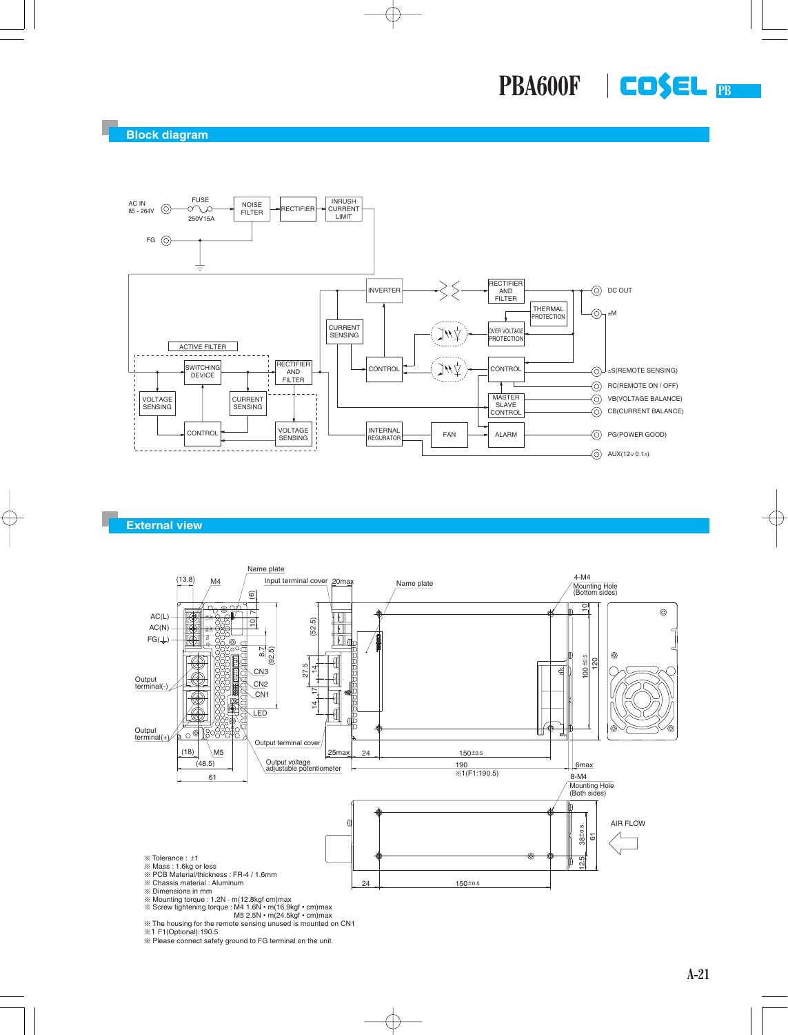## Block diagram

AC IN 85 - 264V

FUSE 250V15A

NOISE FILTER

RECTIFIER

INRUSH CURRENT LIMIT

FG

ACTIVE FILTER

SWITCHING DEVICE

RECTIFIER AND FILTER

VOLTAGE SENSING

CURRENT SENSING

CONTROL

VOLTAGE SENSING

INVERTER

CURRENT SENSING

CONTROL

RECTIFIER AND FILTER

THERMAL PROTECTION

OVER VOLTAGE PROTECTION

CONTROL

MASTER SLAVE CONTROL

INTERNAL REGURATOR

FAN

ALARM

DC OUT

±M

±S(REMOTE SENSING)

RC(REMOTE ON / OFF)

VB(VOLTAGE BALANCE)

CB(CURRENT BALANCE)

PG(POWER GOOD)

AUX(12V 0.1A)

## External view

Name plate

Input terminal cover

20max

Name plate

4-M4 Mounting Hole (Bottom sides)

AC(L)

AC(N)

FG(⏚)

Output terminal(-)

Output terminal(+)

CN3

CN2

CN1

LED

Output terminal cover

Output voltage adjustable potentiometer

8-M4 Mounting Hole (Both sides)

AIR FLOW

(13.8) M4 (6) 10 7 8.7 (92.5) (52.5) 27.5 14 17 14 (18) M5 (48.5) 61 25max 24 150±0.5 190 ※1(F1:190.5) 6max 10 100±0.5 120 38±0.5 61 12.5 24 150±0.5

※ Tolerance : ±1

※ Mass : 1.6kg or less

※ PCB Material/thickness : FR-4 / 1.6mm

※ Chassis material : Aluminum

※ Dimensions in mm

※ Mounting torque : 1.2N · m(12.8kgf·cm)max

※ Screw tightening torque : M4 1.6N • m(16.9kgf • cm)max
M5 2.5N • m(24.5kgf • cm)max

※ The housing for the remote sensing unused is mounted on CN1

※1 F1(Optional):190.5

※ Please connect safety ground to FG terminal on the unit.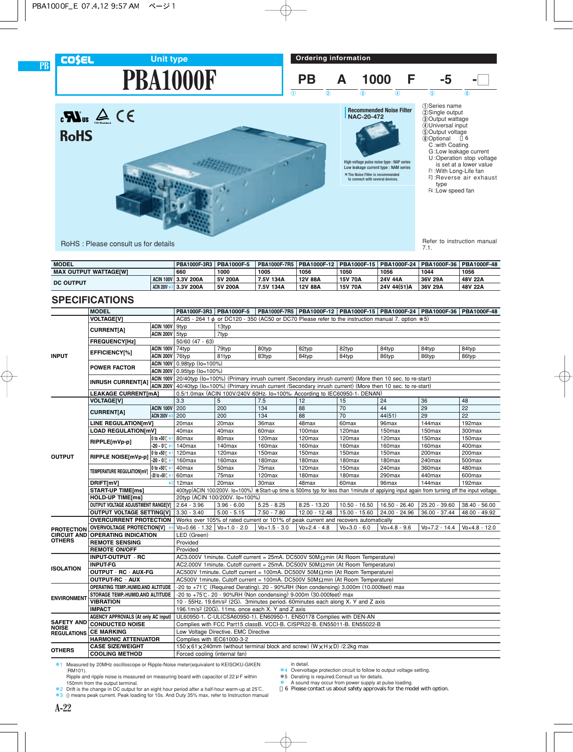# PBA1000F

COSEL Unit type

## Ordering information

PB A 1000 F -5 -□

① ② ③ ④ ⑤ ⑥

①Series name
②Single output
③Output wattage
④Universal input
⑤Output voltage
⑥Optional ＊6
- C :with Coating
- G :Low leakage current
- U :Operation stop voltage is set at a lower value
- F1 :With Long-Life fan
- F3 :Reverse air exhaust type
- F4 :Low speed fan

Refer to instruction manual 7.1.

**Recommended Noise Filter**
**NAC-20-472**

High voltage pulse noise type : NAP series
Low leakage current type : NAM series
＊The Noise Filter is recommended to connect with several devices.

RoHS

RoHS : Please consult us for details

| MODEL | | PBA1000F-3R3 | PBA1000F-5 | PBA1000F-7R5 | PBA1000F-12 | PBA1000F-15 | PBA1000F-24 | PBA1000F-36 | PBA1000F-48 |
|---|---|---|---|---|---|---|---|---|---|
| MAX OUTPUT WATTAGE[W] | | 660 | 1000 | 1005 | 1056 | 1050 | 1056 | 1044 | 1056 |
| DC OUTPUT | ACIN 100V | 3.3V 200A | 5V 200A | 7.5V 134A | 12V 88A | 15V 70A | 24V 44A | 36V 29A | 48V 22A |
| | ACIN 200V ＊3 | 3.3V 200A | 5V 200A | 7.5V 134A | 12V 88A | 15V 70A | 24V 44(51)A | 36V 29A | 48V 22A |

## SPECIFICATIONS

| | MODEL | | PBA1000F-3R3 | PBA1000F-5 | PBA1000F-7R5 | PBA1000F-12 | PBA1000F-15 | PBA1000F-24 | PBA1000F-36 | PBA1000F-48 |
|---|---|---|---|---|---|---|---|---|---|---|
| INPUT | VOLTAGE[V] | | AC85 - 264 1φ or DC120 - 350 (AC50 or DC70 Please refer to the instruction manual 7. option ＊5) | | | | | | | |
| | CURRENT[A] | ACIN 100V | 9typ | 13typ | | | | | | |
| | | ACIN 200V | 5typ | 7typ | | | | | | |
| | FREQUENCY[Hz] | | 50/60 (47 - 63) | | | | | | | |
| | EFFICIENCY[%] | ACIN 100V | 74typ | 79typ | 80typ | 82typ | 82typ | 84typ | 84typ | 84typ |
| | | ACIN 200V | 76typ | 81typ | 83typ | 84typ | 84typ | 86typ | 86typ | 86typ |
| | POWER FACTOR | ACIN 100V | 0.98typ (Io=100%) | | | | | | | |
| | | ACIN 200V | 0.95typ (Io=100%) | | | | | | | |
| | INRUSH CURRENT[A] | ACIN 100V | 20/40typ (Io=100%) (Primary inrush current /Secondary inrush current) (More then 10 sec. to re-start) | | | | | | | |
| | | ACIN 200V | 40/40typ (Io=100%) (Primary inrush current /Secondary inrush current) (More then 10 sec. to re-start) | | | | | | | |
| | LEAKAGE CURRENT[mA] | | 0.5/1.0max (ACIN 100V/240V 60Hz, Io=100%, According to IEC60950-1, DENAN) | | | | | | | |
| OUTPUT | VOLTAGE[V] | | 3.3 | 5 | 7.5 | 12 | 15 | 24 | 36 | 48 |
| | CURRENT[A] | ACIN 100V | 200 | 200 | 134 | 88 | 70 | 44 | 29 | 22 |
| | | ACIN 200V ＊3 | 200 | 200 | 134 | 88 | 70 | 44(51) | 29 | 22 |
| | LINE REGULATION[mV] | | 20max | 20max | 36max | 48max | 60max | 96max | 144max | 192max |
| | LOAD REGULATION[mV] | | 40max | 40max | 60max | 100max | 120max | 150max | 150max | 300max |
| | RIPPLE[mVp-p] | 0 to +50℃ ＊1 | 80max | 80max | 120max | 120max | 120max | 120max | 150max | 150max |
| | | -20 - 0℃ ＊1 | 140max | 140max | 160max | 160max | 160max | 160max | 160max | 400max |
| | RIPPLE NOISE[mVp-p] | 0 to +50℃ ＊1 | 120max | 120max | 150max | 150max | 150max | 150max | 200max | 200max |
| | | -20 - 0℃ ＊1 | 160max | 160max | 180max | 180max | 180max | 180max | 240max | 500max |
| | TEMPERATURE REGULATION[mV] | 0 to +50℃ ＊1 | 40max | 50max | 75max | 120max | 150max | 240max | 360max | 480max |
| | | -20 to +50℃ ＊1 | 60max | 75max | 120max | 180max | 180max | 290max | 440max | 600max |
| | DRIFT[mV] | ＊2 | 12max | 20max | 30max | 48max | 60max | 96max | 144max | 192max |
| | START-UP TIME[ms] | | 400typ(ACIN 100/200V, Io=100%) ＊Start-up time is 500ms typ for less than 1minute of applying input again from turning off the input voltage. | | | | | | | |
| | HOLD-UP TIME[ms] | | 20typ (ACIN 100/200V, Io=100%) | | | | | | | |
| | OUTPUT VOLTAGE ADJUSTMENT RANGE[V] | | 2.64 - 3.96 | 3.96 - 6.00 | 5.25 - 8.25 | 8.25 - 13.20 | 10.50 - 16.50 | 16.50 - 26.40 | 25.20 - 39.60 | 38.40 - 56.00 |
| | OUTPUT VOLTAGE SETTING[V] | | 3.30 - 3.40 | 5.00 - 5.15 | 7.50 - 7.80 | 12.00 - 12.48 | 15.00 - 15.60 | 24.00 - 24.96 | 36.00 - 37.44 | 48.00 - 49.92 |
| PROTECTION CIRCUIT AND OTHERS | OVERCURRENT PROTECTION | | Works over 105% of rated current or 101% of peak current and recovers automatically | | | | | | | |
| | OVERVOLTAGE PROTECTION[V] | ＊4 | Vo+0.66 - 1.32 | Vo+1.0 - 2.0 | Vo+1.5 - 3.0 | Vo+2.4 - 4.8 | Vo+3.0 - 6.0 | Vo+4.8 - 9.6 | Vo+7.2 - 14.4 | Vo+4.8 - 12.0 |
| | OPERATING INDICATION | | LED (Green) | | | | | | | |
| | REMOTE SENSING | | Provided | | | | | | | |
| | REMOTE ON/OFF | | Provided | | | | | | | |
| ISOLATION | INPUT-OUTPUT · RC | | AC3,000V 1minute, Cutoff current = 25mA, DC500V 50MΩmin (At Room Temperature) | | | | | | | |
| | INPUT-FG | | AC2,000V 1minute, Cutoff current = 25mA, DC500V 50MΩmin (At Room Temperature) | | | | | | | |
| | OUTPUT · RC · AUX-FG | | AC500V 1minute, Cutoff current = 100mA, DC500V 50MΩmin (At Room Temperature) | | | | | | | |
| | OUTPUT-RC · AUX | | AC500V 1minute, Cutoff current = 100mA, DC500V 50MΩmin (At Room Temperature) | | | | | | | |
| ENVIRONMENT | OPERATING TEMP.,HUMID.AND ALTITUDE | | -20 to +71℃ (Required Derating), 20 - 90%RH (Non condensing) 3,000m (10,000feet) max | | | | | | | |
| | STORAGE TEMP.,HUMID.AND ALTITUDE | | -20 to +75℃, 20 - 90%RH (Non condensing) 9,000m (30,000feet) max | | | | | | | |
| | VIBRATION | | 10 - 55Hz, 19.6m/s² (2G), 3minutes period, 60minutes each along X, Y and Z axis | | | | | | | |
| | IMPACT | | 196.1m/s² (20G), 11ms, once each X, Y and Z axis | | | | | | | |
| SAFETY AND NOISE REGULATIONS | AGENCY APPROVALS (At only AC input) | | UL60950-1, C-UL(CSA60950-1), EN60950-1, EN50178 Complies with DEN-AN | | | | | | | |
| | CONDUCTED NOISE | | Complies with FCC Part15 classB, VCCI-B, CISPR22-B, EN55011-B, EN55022-B | | | | | | | |
| | CE MARKING | | Low Voltage Directive, EMC Directive | | | | | | | |
| | HARMONIC ATTENUATOR | | Complies with IEC61000-3-2 | | | | | | | |
| OTHERS | CASE SIZE/WEIGHT | | 150×61×240mm (without terminal block and screw) (W×H×D) /2.2kg max | | | | | | | |
| | COOLING METHOD | | Forced cooling (internal fan) | | | | | | | |

＊1 Measured by 20MHz oscilloscope or Ripple-Noise meter(equivalent to KEISOKU-GIKEN :RM101).
Ripple and ripple noise is measured on measuring board with capacitor of 22μF within 150mm from the output terminal.
＊2 Drift is the change in DC output for an eight hour period after a half-hour warm-up at 25℃.
＊3 () means peak current. Peak loading for 10s. And Duty 35% max, refer to Instruction manual in detail.
＊4 Overvoltage protection circuit to follow to output voltage setting.
＊5 Derating is required.Consult us for details.
＊ A sound may occur from power supply at pulse loading.
＊6 Please contact us about safety approvals for the model with option.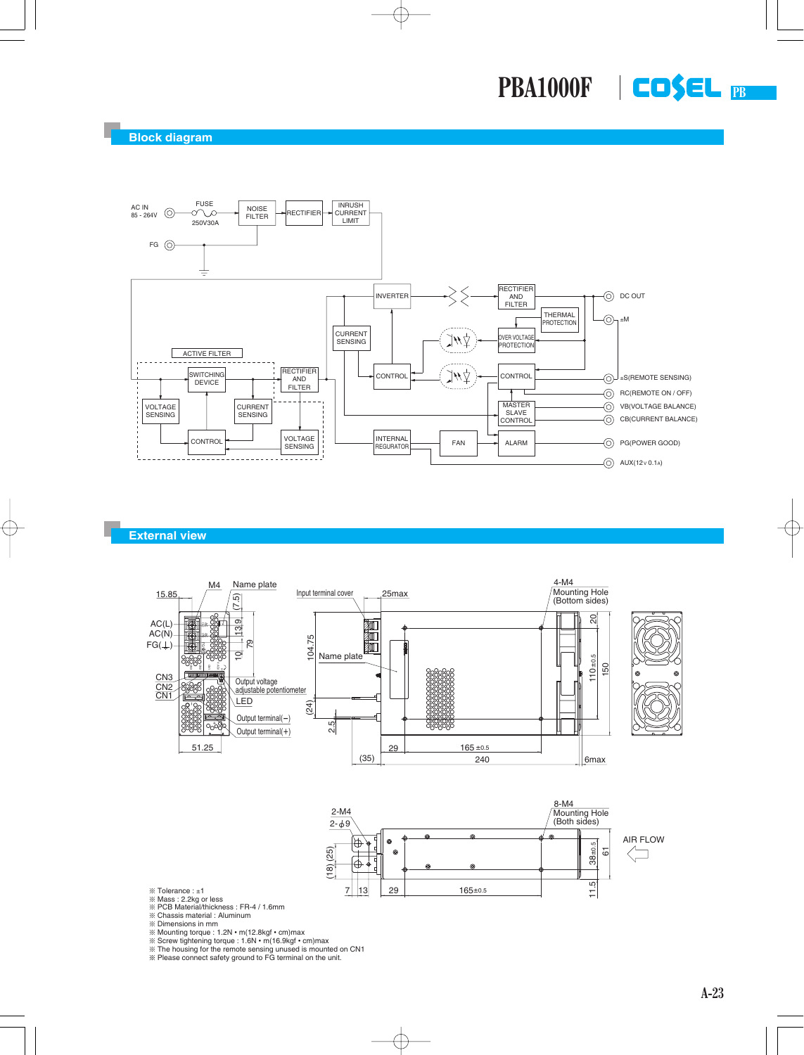# PBA1000F

## Block diagram

AC IN 85 - 264V — FUSE 250V30A — NOISE FILTER — RECTIFIER — INRUSH CURRENT LIMIT

FG

ACTIVE FILTER: SWITCHING DEVICE, VOLTAGE SENSING, CURRENT SENSING, CONTROL, RECTIFIER AND FILTER, VOLTAGE SENSING

INVERTER, CURRENT SENSING, CONTROL, RECTIFIER AND FILTER, THERMAL PROTECTION, OVER VOLTAGE PROTECTION, CONTROL, MASTER SLAVE CONTROL, INTERNAL REGURATOR, FAN, ALARM

DC OUT
±M
±S(REMOTE SENSING)
RC(REMOTE ON / OFF)
VB(VOLTAGE BALANCE)
CB(CURRENT BALANCE)
PG(POWER GOOD)
AUX(12V 0.1A)

## External view

※ Tolerance : ±1
※ Mass : 2.2kg or less
※ PCB Material/thickness : FR-4 / 1.6mm
※ Chassis material : Aluminum
※ Dimensions in mm
※ Mounting torque : 1.2N • m(12.8kgf • cm)max
※ Screw tightening torque : 1.6N • m(16.9kgf • cm)max
※ The housing for the remote sensing unused is mounted on CN1
※ Please connect safety ground to FG terminal on the unit.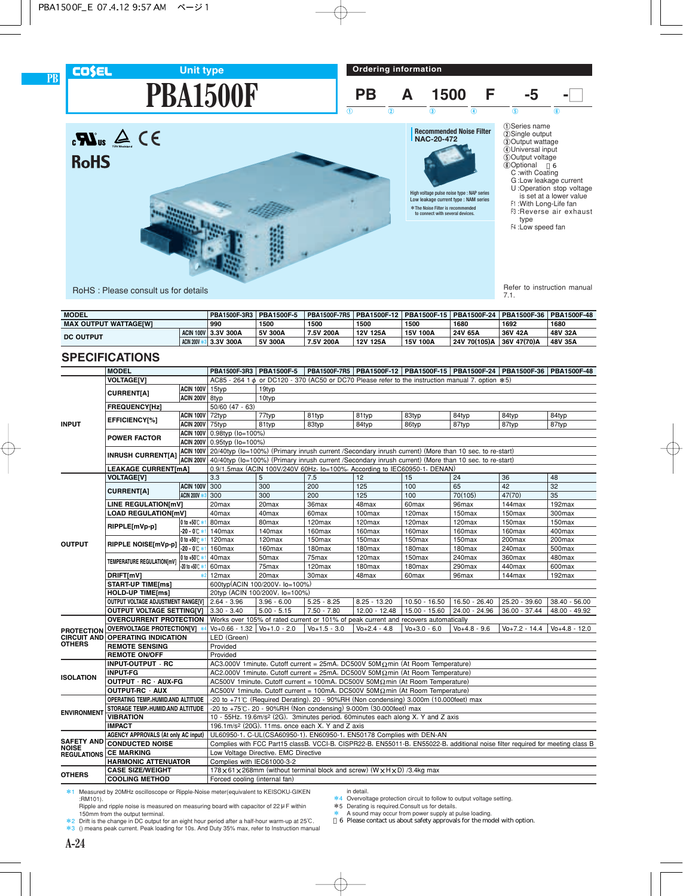# PBA1500F

COSEL Unit type

## Ordering information

PB A 1500 F -5 -□

① ② ③ ④ ⑤ ⑥

①Series name
②Single output
③Output wattage
④Universal input
⑤Output voltage
⑥Optional ※6
- C :with Coating
- G :Low leakage current
- U :Operation stop voltage is set at a lower value
- F1 :With Long-Life fan
- F3 :Reverse air exhaust type
- F4 :Low speed fan

Refer to instruction manual 7.1.

**Recommended Noise Filter NAC-20-472**

High voltage pulse noise type : NAP series
Low leakage current type : NAM series
※The Noise Filter is recommended to connect with several devices.

RoHS : Please consult us for details

| MODEL | | PBA1500F-3R3 | PBA1500F-5 | PBA1500F-7R5 | PBA1500F-12 | PBA1500F-15 | PBA1500F-24 | PBA1500F-36 | PBA1500F-48 |
|---|---|---|---|---|---|---|---|---|---|
| MAX OUTPUT WATTAGE[W] | | 990 | 1500 | 1500 | 1500 | 1500 | 1680 | 1692 | 1680 |
| DC OUTPUT | ACIN 100V | 3.3V 300A | 5V 300A | 7.5V 200A | 12V 125A | 15V 100A | 24V 65A | 36V 42A | 48V 32A |
| | ACIN 200V ※3 | 3.3V 300A | 5V 300A | 7.5V 200A | 12V 125A | 15V 100A | 24V 70(105)A | 36V 47(70)A | 48V 35A |

## SPECIFICATIONS

| | MODEL | | PBA1500F-3R3 | PBA1500F-5 | PBA1500F-7R5 | PBA1500F-12 | PBA1500F-15 | PBA1500F-24 | PBA1500F-36 | PBA1500F-48 |
|---|---|---|---|---|---|---|---|---|---|---|
| INPUT | VOLTAGE[V] | | AC85 - 264 1φ or DC120 - 370 (AC50 or DC70 Please refer to the instruction manual 7. option ※5) | | | | | | | |
| | CURRENT[A] | ACIN 100V | 15typ | 19typ | | | | | | |
| | | ACIN 200V | 8typ | 10typ | | | | | | |
| | FREQUENCY[Hz] | | 50/60 (47 - 63) | | | | | | | |
| | EFFICIENCY[%] | ACIN 100V | 72typ | 77typ | 81typ | 81typ | 83typ | 84typ | 84typ | 84typ |
| | | ACIN 200V | 75typ | 81typ | 83typ | 84typ | 86typ | 87typ | 87typ | 87typ |
| | POWER FACTOR | ACIN 100V | 0.98typ (Io=100%) | | | | | | | |
| | | ACIN 200V | 0.95typ (Io=100%) | | | | | | | |
| | INRUSH CURRENT[A] | ACIN 100V | 20/40typ (Io=100%) (Primary inrush current /Secondary inrush current) (More than 10 sec. to re-start) | | | | | | | |
| | | ACIN 200V | 40/40typ (Io=100%) (Primary inrush current /Secondary inrush current) (More than 10 sec. to re-start) | | | | | | | |
| | LEAKAGE CURRENT[mA] | | 0.9/1.5max (ACIN 100V/240V 60Hz, Io=100%, According to IEC60950-1, DENAN) | | | | | | | |
| OUTPUT | VOLTAGE[V] | | 3.3 | 5 | 7.5 | 12 | 15 | 24 | 36 | 48 |
| | CURRENT[A] | ACIN 100V | 300 | 300 | 200 | 125 | 100 | 65 | 42 | 32 |
| | | ACIN 200V ※3 | 300 | 300 | 200 | 125 | 100 | 70(105) | 47(70) | 35 |
| | LINE REGULATION[mV] | | 20max | 20max | 36max | 48max | 60max | 96max | 144max | 192max |
| | LOAD REGULATION[mV] | | 40max | 40max | 60max | 100max | 120max | 150max | 150max | 300max |
| | RIPPLE[mVp-p] | 0 to +50℃ ※1 | 80max | 80max | 120max | 120max | 120max | 120max | 150max | 150max |
| | | -20 - 0℃ ※1 | 140max | 140max | 160max | 160max | 160max | 160max | 160max | 400max |
| | RIPPLE NOISE[mVp-p] | 0 to +50℃ ※1 | 120max | 120max | 150max | 150max | 150max | 150max | 200max | 200max |
| | | -20 - 0℃ ※1 | 160max | 160max | 180max | 180max | 180max | 180max | 240max | 500max |
| | TEMPERATURE REGULATION[mV] | 0 to +50℃ ※1 | 40max | 50max | 75max | 120max | 150max | 240max | 360max | 480max |
| | | -20 to +50℃ ※1 | 60max | 75max | 120max | 180max | 180max | 290max | 440max | 600max |
| | DRIFT[mV] | ※2 | 12max | 20max | 30max | 48max | 60max | 96max | 144max | 192max |
| | START-UP TIME[ms] | | 600typ(ACIN 100/200V, Io=100%) | | | | | | | |
| | HOLD-UP TIME[ms] | | 20typ (ACIN 100/200V, Io=100%) | | | | | | | |
| | OUTPUT VOLTAGE ADJUSTMENT RANGE[V] | | 2.64 - 3.96 | 3.96 - 6.00 | 5.25 - 8.25 | 8.25 - 13.20 | 10.50 - 16.50 | 16.50 - 26.40 | 25.20 - 39.60 | 38.40 - 56.00 |
| | OUTPUT VOLTAGE SETTING[V] | | 3.30 - 3.40 | 5.00 - 5.15 | 7.50 - 7.80 | 12.00 - 12.48 | 15.00 - 15.60 | 24.00 - 24.96 | 36.00 - 37.44 | 48.00 - 49.92 |
| PROTECTION CIRCUIT AND OTHERS | OVERCURRENT PROTECTION | | Works over 105% of rated current or 101% of peak current and recovers automatically | | | | | | | |
| | OVERVOLTAGE PROTECTION[V] | ※4 | Vo+0.66 - 1.32 | Vo+1.0 - 2.0 | Vo+1.5 - 3.0 | Vo+2.4 - 4.8 | Vo+3.0 - 6.0 | Vo+4.8 - 9.6 | Vo+7.2 - 14.4 | Vo+4.8 - 12.0 |
| | OPERATING INDICATION | | LED (Green) | | | | | | | |
| | REMOTE SENSING | | Provided | | | | | | | |
| | REMOTE ON/OFF | | Provided | | | | | | | |
| ISOLATION | INPUT-OUTPUT · RC | | AC3,000V 1minute, Cutoff current = 25mA, DC500V 50MΩmin (At Room Temperature) | | | | | | | |
| | INPUT-FG | | AC2,000V 1minute, Cutoff current = 25mA, DC500V 50MΩmin (At Room Temperature) | | | | | | | |
| | OUTPUT · RC · AUX-FG | | AC500V 1minute, Cutoff current = 100mA, DC500V 50MΩmin (At Room Temperature) | | | | | | | |
| | OUTPUT-RC · AUX | | AC500V 1minute, Cutoff current = 100mA, DC500V 50MΩmin (At Room Temperature) | | | | | | | |
| ENVIRONMENT | OPERATING TEMP.,HUMID.AND ALTITUDE | | -20 to +71℃ (Required Derating), 20 - 90%RH (Non condensing) 3,000m (10,000feet) max | | | | | | | |
| | STORAGE TEMP.,HUMID.AND ALTITUDE | | -20 to +75℃, 20 - 90%RH (Non condensing) 9,000m (30,000feet) max | | | | | | | |
| | VIBRATION | | 10 - 55Hz, 19.6m/s² (2G), 3minutes period, 60minutes each along X, Y and Z axis | | | | | | | |
| | IMPACT | | 196.1m/s² (20G), 11ms, once each X, Y and Z axis | | | | | | | |
| SAFETY AND NOISE REGULATIONS | AGENCY APPROVALS (At only AC input) | | UL60950-1, C-UL(CSA60950-1), EN60950-1, EN50178 Complies with DEN-AN | | | | | | | |
| | CONDUCTED NOISE | | Complies with FCC Part15 classB, VCCI-B, CISPR22-B, EN55011-B, EN55022-B, additional noise filter required for meeting class B | | | | | | | |
| | CE MARKING | | Low Voltage Directive, EMC Directive | | | | | | | |
| | HARMONIC ATTENUATOR | | Complies with IEC61000-3-2 | | | | | | | |
| OTHERS | CASE SIZE/WEIGHT | | 178×61×268mm (without terminal block and screw) (W×H×D) /3.4kg max | | | | | | | |
| | COOLING METHOD | | Forced cooling (internal fan) | | | | | | | |

※1 Measured by 20MHz oscilloscope or Ripple-Noise meter(equivalent to KEISOKU-GIKEN :RM101).
Ripple and ripple noise is measured on measuring board with capacitor of 22μF within 150mm from the output terminal.
※2 Drift is the change in DC output for an eight hour period after a half-hour warm-up at 25℃.
※3 () means peak current. Peak loading for 10s. And Duty 35% max, refer to Instruction manual in detail.
※4 Overvoltage protection circuit to follow to output voltage setting.
※5 Derating is required.Consult us for details.
※ A sound may occur from power supply at pulse loading.
※6 Please contact us about safety approvals for the model with option.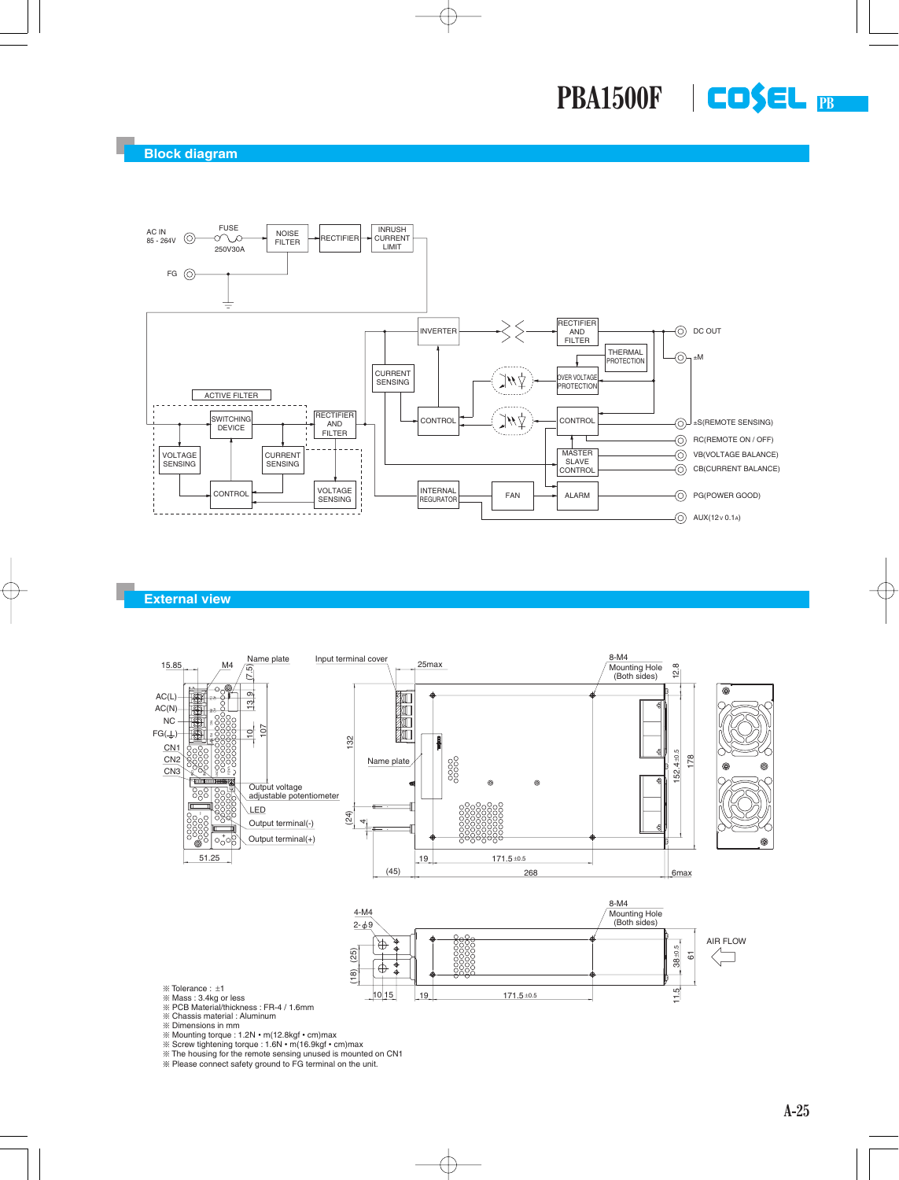# PBA1500F

## Block diagram

AC IN 85 - 264V
FUSE 250V30A
NOISE FILTER
RECTIFIER
INRUSH CURRENT LIMIT
FG
ACTIVE FILTER
SWITCHING DEVICE
RECTIFIER AND FILTER
VOLTAGE SENSING
CURRENT SENSING
CONTROL
VOLTAGE SENSING
INVERTER
CURRENT SENSING
CONTROL
RECTIFIER AND FILTER
THERMAL PROTECTION
OVER VOLTAGE PROTECTION
CONTROL
MASTER SLAVE CONTROL
INTERNAL REGURATOR
FAN
ALARM
DC OUT
±M
±S(REMOTE SENSING)
RC(REMOTE ON / OFF)
VB(VOLTAGE BALANCE)
CB(CURRENT BALANCE)
PG(POWER GOOD)
AUX(12V 0.1A)

## External view

15.85, M4, Name plate, (7.5), 13.9, 10, 107, AC(L), AC(N), NC, FG(⏚), CN1, CN2, CN3, Output voltage adjustable potentiometer, LED, Output terminal(-), Output terminal(+), 51.25

Input terminal cover, 25max, 8-M4 Mounting Hole (Both sides), 12.8, 132, Name plate, 152.4±0.5, 178, (24), 4, 19, 171.5±0.5, (45), 268, 6max

4-M4, 2-φ9, 8-M4 Mounting Hole (Both sides), (25), (18), 10, 15, 19, 171.5±0.5, 38±0.5, 61, 11.5, AIR FLOW

※ Tolerance : ±1
※ Mass : 3.4kg or less
※ PCB Material/thickness : FR-4 / 1.6mm
※ Chassis material : Aluminum
※ Dimensions in mm
※ Mounting torque : 1.2N • m(12.8kgf • cm)max
※ Screw tightening torque : 1.6N • m(16.9kgf • cm)max
※ The housing for the remote sensing unused is mounted on CN1
※ Please connect safety ground to FG terminal on the unit.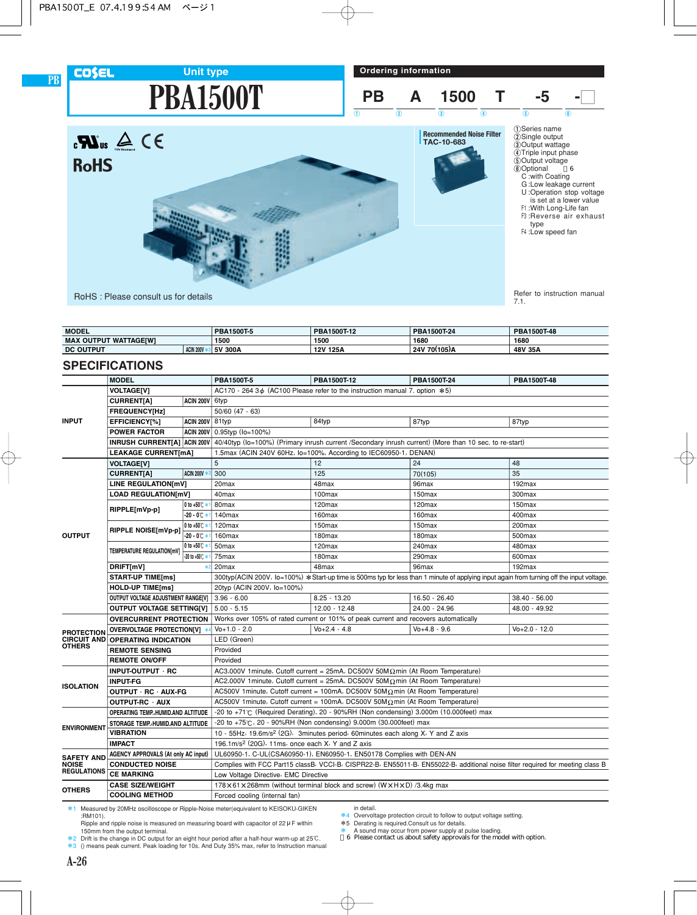# COSEL Unit type

# PBA1500T

## Ordering information

| PB | A | 1500 | T | -5 | - |
|---|---|---|---|---|---|
| ① | ② | ③ | ④ | ⑤ | ⑥ |

①Series name
②Single output
③Output wattage
④Triple input phase
⑤Output voltage
⑥Optional ※6
- C :with Coating
- G :Low leakage current
- U :Operation stop voltage is set at a lower value
- F1 :With Long-Life fan
- F3 :Reverse air exhaust type
- F4 :Low speed fan

Refer to instruction manual 7.1.

Recommended Noise Filter
TAC-10-683

RoHS

RoHS : Please consult us for details

| MODEL | | PBA1500T-5 | PBA1500T-12 | PBA1500T-24 | PBA1500T-48 |
|---|---|---|---|---|---|
| MAX OUTPUT WATTAGE[W] | | 1500 | 1500 | 1680 | 1680 |
| DC OUTPUT | ACIN 200V ※3 | 5V 300A | 12V 125A | 24V 70(105)A | 48V 35A |

## SPECIFICATIONS

| | MODEL | | PBA1500T-5 | PBA1500T-12 | PBA1500T-24 | PBA1500T-48 |
|---|---|---|---|---|---|---|
| INPUT | VOLTAGE[V] | | AC170 - 264 3φ (AC100 Please refer to the instruction manual 7. option ※5) | | | |
| | CURRENT[A] | ACIN 200V | 6typ | | | |
| | FREQUENCY[Hz] | | 50/60 (47 - 63) | | | |
| | EFFICIENCY[%] | ACIN 200V | 81typ | 84typ | 87typ | 87typ |
| | POWER FACTOR | ACIN 200V | 0.95typ (Io=100%) | | | |
| | INRUSH CURRENT[A] | ACIN 200V | 40/40typ (Io=100%) (Primary inrush current /Secondary inrush current) (More than 10 sec. to re-start) | | | |
| | LEAKAGE CURRENT[mA] | | 1.5max (ACIN 240V 60Hz, Io=100%, According to IEC60950-1, DENAN) | | | |
| OUTPUT | VOLTAGE[V] | | 5 | 12 | 24 | 48 |
| | CURRENT[A] | ACIN 200V ※3 | 300 | 125 | 70(105) | 35 |
| | LINE REGULATION[mV] | | 20max | 48max | 96max | 192max |
| | LOAD REGULATION[mV] | | 40max | 100max | 150max | 300max |
| | RIPPLE[mVp-p] | 0 to +50℃ ※1 | 80max | 120max | 120max | 150max |
| | | -20 - 0℃ ※1 | 140max | 160max | 160max | 400max |
| | RIPPLE NOISE[mVp-p] | 0 to +50℃ ※1 | 120max | 150max | 150max | 200max |
| | | -20 - 0℃ ※1 | 160max | 180max | 180max | 500max |
| | TEMPERATURE REGULATION[mV] | 0 to +50℃ ※1 | 50max | 120max | 240max | 480max |
| | | -20 to +50℃ ※1 | 75max | 180max | 290max | 600max |
| | DRIFT[mV] | ※2 | 20max | 48max | 96max | 192max |
| | START-UP TIME[ms] | | 300typ(ACIN 200V, Io=100%) ※Start-up time is 500ms typ for less than 1 minute of applying input again from turning off the input voltage. | | | |
| | HOLD-UP TIME[ms] | | 20typ (ACIN 200V, Io=100%) | | | |
| | OUTPUT VOLTAGE ADJUSTMENT RANGE[V] | | 3.96 - 6.00 | 8.25 - 13.20 | 16.50 - 26.40 | 38.40 - 56.00 |
| | OUTPUT VOLTAGE SETTING[V] | | 5.00 - 5.15 | 12.00 - 12.48 | 24.00 - 24.96 | 48.00 - 49.92 |
| PROTECTION CIRCUIT AND OTHERS | OVERCURRENT PROTECTION | | Works over 105% of rated current or 101% of peak current and recovers automatically | | | |
| | OVERVOLTAGE PROTECTION[V] | ※4 | Vo+1.0 - 2.0 | Vo+2.4 - 4.8 | Vo+4.8 - 9.6 | Vo+2.0 - 12.0 |
| | OPERATING INDICATION | | LED (Green) | | | |
| | REMOTE SENSING | | Provided | | | |
| | REMOTE ON/OFF | | Provided | | | |
| ISOLATION | INPUT-OUTPUT · RC | | AC3,000V 1minute, Cutoff current = 25mA, DC500V 50MΩmin (At Room Temperature) | | | |
| | INPUT-FG | | AC2,000V 1minute, Cutoff current = 25mA, DC500V 50MΩmin (At Room Temperature) | | | |
| | OUTPUT · RC · AUX-FG | | AC500V 1minute, Cutoff current = 100mA, DC500V 50MΩmin (At Room Temperature) | | | |
| | OUTPUT-RC · AUX | | AC500V 1minute, Cutoff current = 100mA, DC500V 50MΩmin (At Room Temperature) | | | |
| ENVIRONMENT | OPERATING TEMP.,HUMID.AND ALTITUDE | | -20 to +71℃ (Required Derating), 20 - 90%RH (Non condensing) 3,000m (10,000feet) max | | | |
| | STORAGE TEMP.,HUMID.AND ALTITUDE | | -20 to +75℃, 20 - 90%RH (Non condensing) 9,000m (30,000feet) max | | | |
| | VIBRATION | | 10 - 55Hz, 19.6m/s² (2G), 3minutes period, 60minutes each along X, Y and Z axis | | | |
| | IMPACT | | 196.1m/s² (20G), 11ms, once each X, Y and Z axis | | | |
| SAFETY AND NOISE REGULATIONS | AGENCY APPROVALS (At only AC input) | | UL60950-1, C-UL(CSA60950-1), EN60950-1, EN50178 Complies with DEN-AN | | | |
| | CONDUCTED NOISE | | Complies with FCC Part15 classB, VCCI-B, CISPR22-B, EN55011-B, EN55022-B, additional noise filter required for meeting class B | | | |
| | CE MARKING | | Low Voltage Directive, EMC Directive | | | |
| OTHERS | CASE SIZE/WEIGHT | | 178×61×268mm (without terminal block and screw) (W×H×D) /3.4kg max | | | |
| | COOLING METHOD | | Forced cooling (internal fan) | | | |

※1 Measured by 20MHz oscilloscope or Ripple-Noise meter(equivalent to KEISOKU-GIKEN :RM101).
Ripple and ripple noise is measured on measuring board with capacitor of 22μF within 150mm from the output terminal.
※2 Drift is the change in DC output for an eight hour period after a half-hour warm-up at 25℃.
※3 () means peak current. Peak loading for 10s. and Duty 35% max, refer to Instruction manual in detail.
※4 Overvoltage protection circuit to follow to output voltage setting.
※5 Derating is required.Consult us for details.
※ A sound may occur from power supply at pulse loading.
※6 Please contact us about safety approvals for the model with option.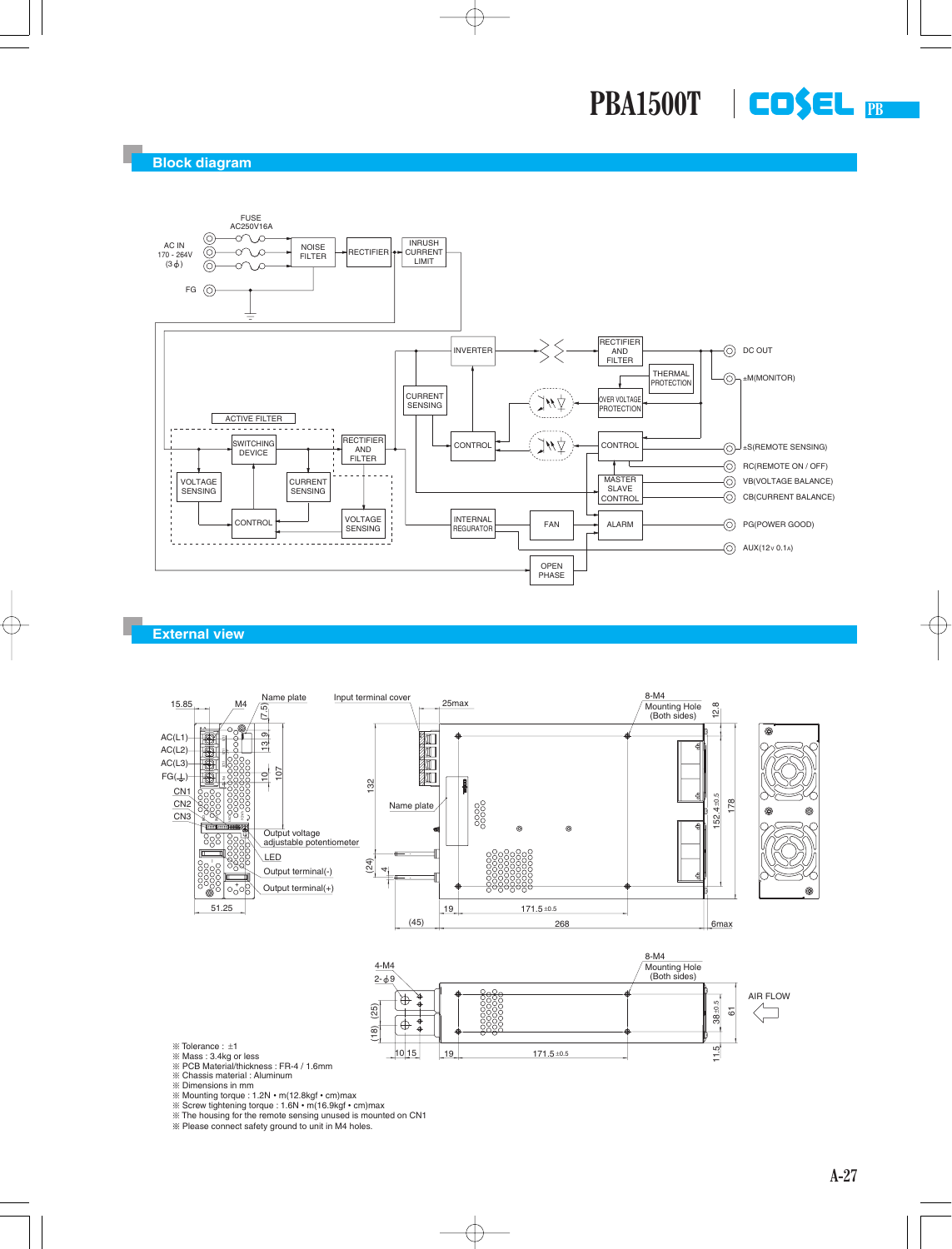PBA1500T

## Block diagram

FUSE
AC250V16A
AC IN
170 - 264V
(3ϕ)
FG
NOISE FILTER
RECTIFIER
INRUSH CURRENT LIMIT
INVERTER
RECTIFIER AND FILTER
DC OUT
THERMAL PROTECTION
±M(MONITOR)
CURRENT SENSING
OVER VOLTAGE PROTECTION
ACTIVE FILTER
SWITCHING DEVICE
RECTIFIER AND FILTER
CONTROL
CONTROL
±S(REMOTE SENSING)
RC(REMOTE ON / OFF)
VOLTAGE SENSING
CURRENT SENSING
MASTER SLAVE CONTROL
VB(VOLTAGE BALANCE)
CB(CURRENT BALANCE)
CONTROL
VOLTAGE SENSING
INTERNAL REGURATOR
FAN
ALARM
PG(POWER GOOD)
AUX(12V 0.1A)
OPEN PHASE

## External view

15.85
M4
Name plate
(7.5)
13.9
10
107
AC(L1)
AC(L2)
AC(L3)
FG(⏚)
CN1
CN2
CN3
Output voltage adjustable potentiometer
LED
Output terminal(-)
Output terminal(+)
51.25
Input terminal cover
25max
8-M4
Mounting Hole
(Both sides)
12.8
132
Name plate
152.4 ±0.5
178
(24)
4
19
171.5 ±0.5
(45)
268
6max
8-M4
Mounting Hole
(Both sides)
4-M4
2-ϕ9
(25)
(18)
10
15
19
171.5 ±0.5
38 ±0.5
61
11.5
AIR FLOW

※ Tolerance : ±1
※ Mass : 3.4kg or less
※ PCB Material/thickness : FR-4 / 1.6mm
※ Chassis material : Aluminum
※ Dimensions in mm
※ Mounting torque : 1.2N • m(12.8kgf • cm)max
※ Screw tightening torque : 1.6N • m(16.9kgf • cm)max
※ The housing for the remote sensing unused is mounted on CN1
※ Please connect safety ground to unit in M4 holes.